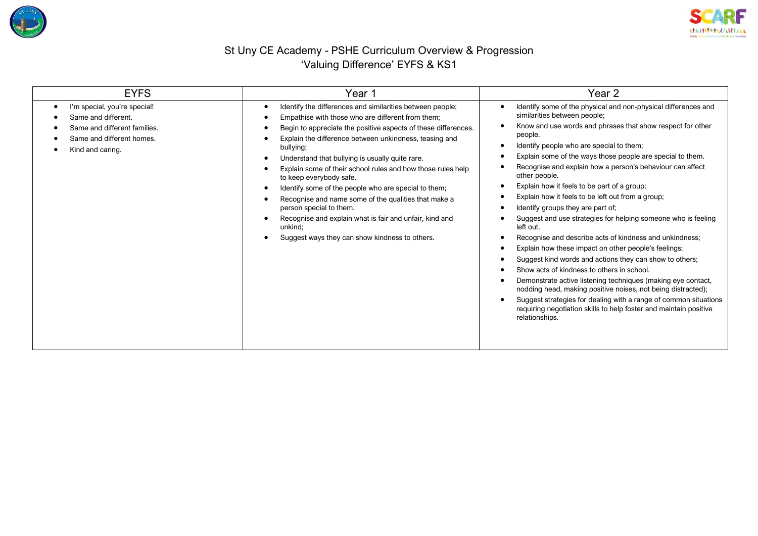# St Uny CE Academy - PSHE Curriculum Overview & Progression
## 'Valuing Difference' EYFS & KS1

| EYFS | Year 1 | Year 2 |
|---|---|---|
| • I'm special, you're special!<br>• Same and different.<br>• Same and different families.<br>• Same and different homes.<br>• Kind and caring. | • Identify the differences and similarities between people;<br>• Empathise with those who are different from them;<br>• Begin to appreciate the positive aspects of these differences.<br>• Explain the difference between unkindness, teasing and bullying;<br>• Understand that bullying is usually quite rare.<br>• Explain some of their school rules and how those rules help to keep everybody safe.<br>• Identify some of the people who are special to them;<br>• Recognise and name some of the qualities that make a person special to them.<br>• Recognise and explain what is fair and unfair, kind and unkind;<br>• Suggest ways they can show kindness to others. | • Identify some of the physical and non-physical differences and similarities between people;<br>• Know and use words and phrases that show respect for other people.<br>• Identify people who are special to them;<br>• Explain some of the ways those people are special to them.<br>• Recognise and explain how a person's behaviour can affect other people.<br>• Explain how it feels to be part of a group;<br>• Explain how it feels to be left out from a group;<br>• Identify groups they are part of;<br>• Suggest and use strategies for helping someone who is feeling left out.<br>• Recognise and describe acts of kindness and unkindness;<br>• Explain how these impact on other people's feelings;<br>• Suggest kind words and actions they can show to others;<br>• Show acts of kindness to others in school.<br>• Demonstrate active listening techniques (making eye contact, nodding head, making positive noises, not being distracted);<br>• Suggest strategies for dealing with a range of common situations requiring negotiation skills to help foster and maintain positive relationships. |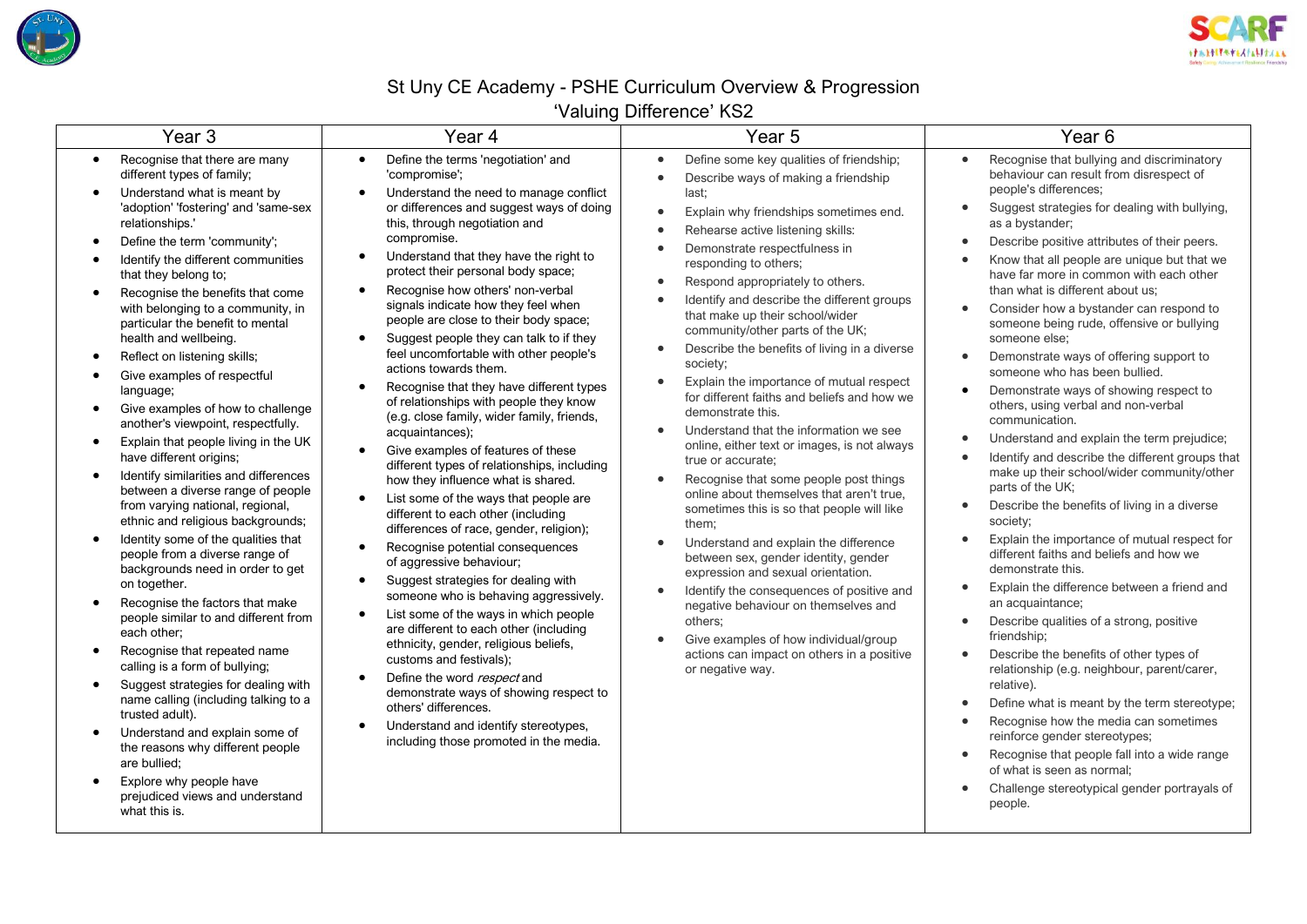# St Uny CE Academy - PSHE Curriculum Overview & Progression

## 'Valuing Difference' KS2

| Year 3 | Year 4 | Year 5 | Year 6 |
|---|---|---|---|
| • Recognise that there are many different types of family;<br>• Understand what is meant by 'adoption' 'fostering' and 'same-sex relationships.'<br>• Define the term 'community';<br>• Identify the different communities that they belong to;<br>• Recognise the benefits that come with belonging to a community, in particular the benefit to mental health and wellbeing.<br>• Reflect on listening skills;<br>• Give examples of respectful language;<br>• Give examples of how to challenge another's viewpoint, respectfully.<br>• Explain that people living in the UK have different origins;<br>• Identify similarities and differences between a diverse range of people from varying national, regional, ethnic and religious backgrounds;<br>• Identity some of the qualities that people from a diverse range of backgrounds need in order to get on together.<br>• Recognise the factors that make people similar to and different from each other;<br>• Recognise that repeated name calling is a form of bullying;<br>• Suggest strategies for dealing with name calling (including talking to a trusted adult).<br>• Understand and explain some of the reasons why different people are bullied;<br>• Explore why people have prejudiced views and understand what this is. | • Define the terms 'negotiation' and 'compromise';<br>• Understand the need to manage conflict or differences and suggest ways of doing this, through negotiation and compromise.<br>• Understand that they have the right to protect their personal body space;<br>• Recognise how others' non-verbal signals indicate how they feel when people are close to their body space;<br>• Suggest people they can talk to if they feel uncomfortable with other people's actions towards them.<br>• Recognise that they have different types of relationships with people they know (e.g. close family, wider family, friends, acquaintances);<br>• Give examples of features of these different types of relationships, including how they influence what is shared.<br>• List some of the ways that people are different to each other (including differences of race, gender, religion);<br>• Recognise potential consequences of aggressive behaviour;<br>• Suggest strategies for dealing with someone who is behaving aggressively.<br>• List some of the ways in which people are different to each other (including ethnicity, gender, religious beliefs, customs and festivals);<br>• Define the word *respect* and demonstrate ways of showing respect to others' differences.<br>• Understand and identify stereotypes, including those promoted in the media. | • Define some key qualities of friendship;<br>• Describe ways of making a friendship last;<br>• Explain why friendships sometimes end.<br>• Rehearse active listening skills:<br>• Demonstrate respectfulness in responding to others;<br>• Respond appropriately to others.<br>• Identify and describe the different groups that make up their school/wider community/other parts of the UK;<br>• Describe the benefits of living in a diverse society;<br>• Explain the importance of mutual respect for different faiths and beliefs and how we demonstrate this.<br>• Understand that the information we see online, either text or images, is not always true or accurate;<br>• Recognise that some people post things online about themselves that aren't true, sometimes this is so that people will like them;<br>• Understand and explain the difference between sex, gender identity, gender expression and sexual orientation.<br>• Identify the consequences of positive and negative behaviour on themselves and others;<br>• Give examples of how individual/group actions can impact on others in a positive or negative way. | • Recognise that bullying and discriminatory behaviour can result from disrespect of people's differences;<br>• Suggest strategies for dealing with bullying, as a bystander;<br>• Describe positive attributes of their peers.<br>• Know that all people are unique but that we have far more in common with each other than what is different about us;<br>• Consider how a bystander can respond to someone being rude, offensive or bullying someone else;<br>• Demonstrate ways of offering support to someone who has been bullied.<br>• Demonstrate ways of showing respect to others, using verbal and non-verbal communication.<br>• Understand and explain the term prejudice;<br>• Identify and describe the different groups that make up their school/wider community/other parts of the UK;<br>• Describe the benefits of living in a diverse society;<br>• Explain the importance of mutual respect for different faiths and beliefs and how we demonstrate this.<br>• Explain the difference between a friend and an acquaintance;<br>• Describe qualities of a strong, positive friendship;<br>• Describe the benefits of other types of relationship (e.g. neighbour, parent/carer, relative).<br>• Define what is meant by the term stereotype;<br>• Recognise how the media can sometimes reinforce gender stereotypes;<br>• Recognise that people fall into a wide range of what is seen as normal;<br>• Challenge stereotypical gender portrayals of people. |